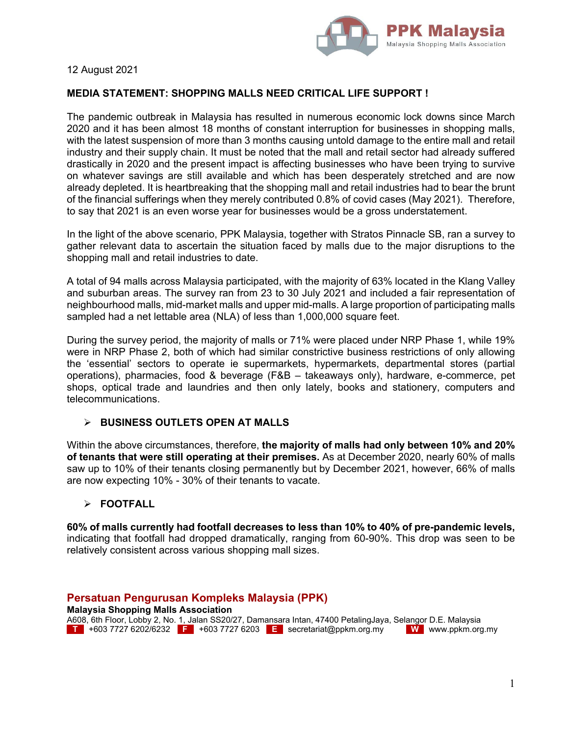12 August 2021

**MEDIA STATEMENT: SHOPPING MALLS NEED CRITICAL LIFE SUPPORT !**

The pandemic outbreak in Malaysia has resulted in numerous economic lock downs since March 2020 and it has been almost 18 months of constant interruption for businesses in shopping malls, with the latest suspension of more than 3 months causing untold damage to the entire mall and retail industry and their supply chain. It must be noted that the mall and retail sector had already suffered drastically in 2020 and the present impact is affecting businesses who have been trying to survive on whatever savings are still available and which has been desperately stretched and are now already depleted. It is heartbreaking that the shopping mall and retail industries had to bear the brunt of the financial sufferings when they merely contributed 0.8% of covid cases (May 2021). Therefore, to say that 2021 is an even worse year for businesses would be a gross understatement.

In the light of the above scenario, PPK Malaysia, together with Stratos Pinnacle SB, ran a survey to gather relevant data to ascertain the situation faced by malls due to the major disruptions to the shopping mall and retail industries to date.

A total of 94 malls across Malaysia participated, with the majority of 63% located in the Klang Valley and suburban areas. The survey ran from 23 to 30 July 2021 and included a fair representation of neighbourhood malls, mid-market malls and upper mid-malls. A large proportion of participating malls sampled had a net lettable area (NLA) of less than 1,000,000 square feet.

During the survey period, the majority of malls or 71% were placed under NRP Phase 1, while 19% were in NRP Phase 2, both of which had similar constrictive business restrictions of only allowing the 'essential' sectors to operate ie supermarkets, hypermarkets, departmental stores (partial operations), pharmacies, food & beverage (F&B – takeaways only), hardware, e-commerce, pet shops, optical trade and laundries and then only lately, books and stationery, computers and telecommunications.

- **BUSINESS OUTLETS OPEN AT MALLS**

Within the above circumstances, therefore, **the majority of malls had only between 10% and 20% of tenants that were still operating at their premises.** As at December 2020, nearly 60% of malls saw up to 10% of their tenants closing permanently but by December 2021, however, 66% of malls are now expecting 10% - 30% of their tenants to vacate.

- **FOOTFALL**

**60% of malls currently had footfall decreases to less than 10% to 40% of pre-pandemic levels,** indicating that footfall had dropped dramatically, ranging from 60-90%. This drop was seen to be relatively consistent across various shopping mall sizes.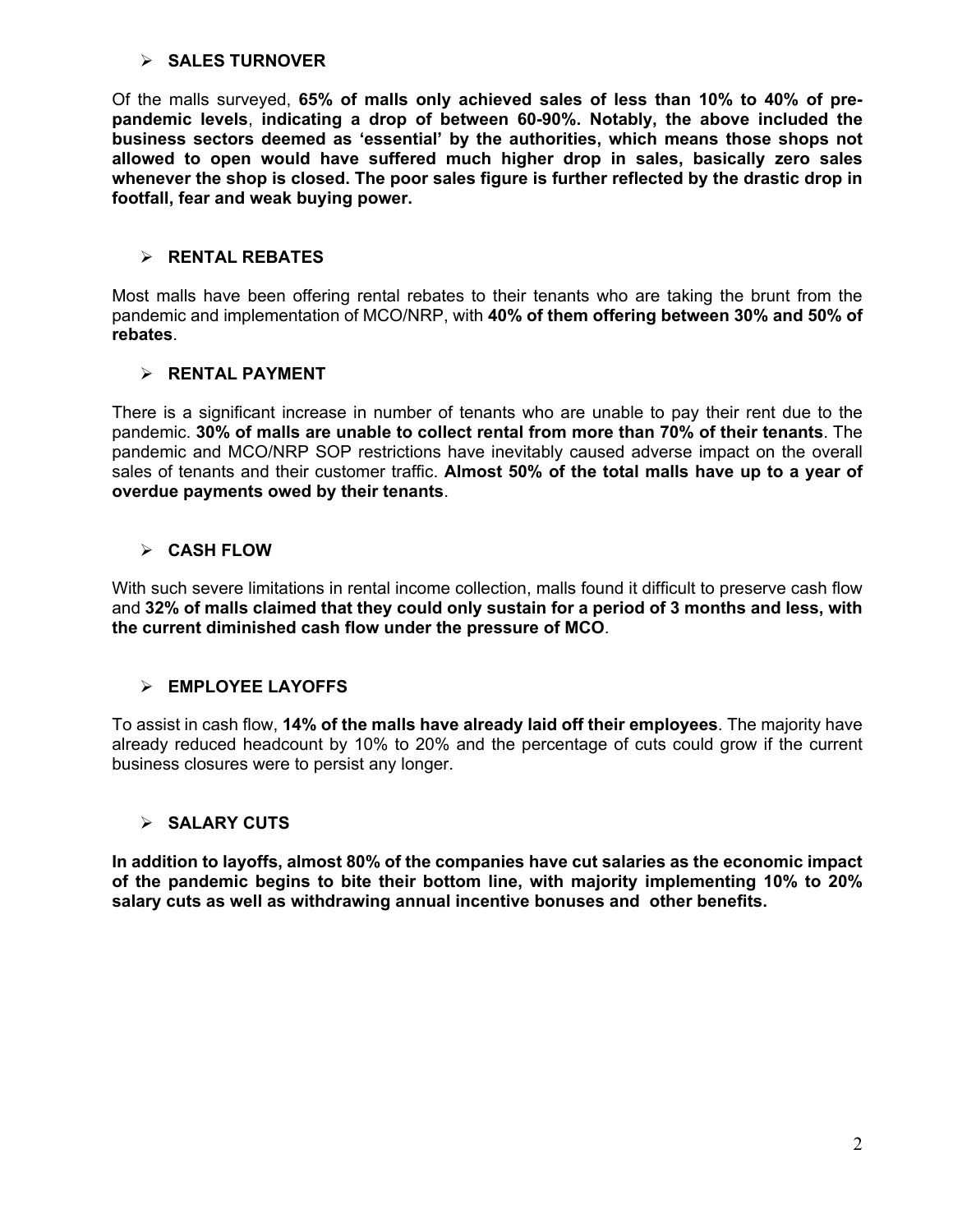## ➢ SALES TURNOVER

Of the malls surveyed, **65% of malls only achieved sales of less than 10% to 40% of pre-pandemic levels**, **indicating a drop of between 60-90%. Notably, the above included the business sectors deemed as 'essential' by the authorities, which means those shops not allowed to open would have suffered much higher drop in sales, basically zero sales whenever the shop is closed. The poor sales figure is further reflected by the drastic drop in footfall, fear and weak buying power.**

## ➢ RENTAL REBATES

Most malls have been offering rental rebates to their tenants who are taking the brunt from the pandemic and implementation of MCO/NRP, with **40% of them offering between 30% and 50% of rebates**.

## ➢ RENTAL PAYMENT

There is a significant increase in number of tenants who are unable to pay their rent due to the pandemic. **30% of malls are unable to collect rental from more than 70% of their tenants**. The pandemic and MCO/NRP SOP restrictions have inevitably caused adverse impact on the overall sales of tenants and their customer traffic. **Almost 50% of the total malls have up to a year of overdue payments owed by their tenants**.

## ➢ CASH FLOW

With such severe limitations in rental income collection, malls found it difficult to preserve cash flow and **32% of malls claimed that they could only sustain for a period of 3 months and less, with the current diminished cash flow under the pressure of MCO**.

## ➢ EMPLOYEE LAYOFFS

To assist in cash flow, **14% of the malls have already laid off their employees**. The majority have already reduced headcount by 10% to 20% and the percentage of cuts could grow if the current business closures were to persist any longer.

## ➢ SALARY CUTS

**In addition to layoffs, almost 80% of the companies have cut salaries as the economic impact of the pandemic begins to bite their bottom line, with majority implementing 10% to 20% salary cuts as well as withdrawing annual incentive bonuses and other benefits.**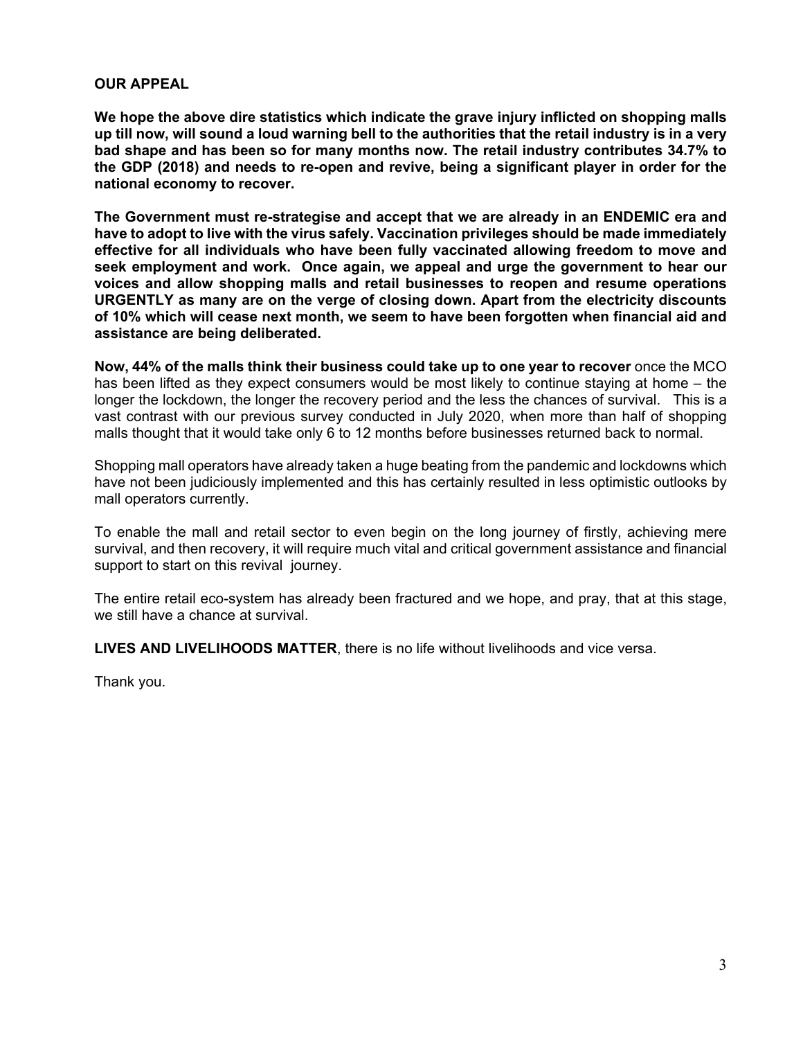## OUR APPEAL

**We hope the above dire statistics which indicate the grave injury inflicted on shopping malls up till now, will sound a loud warning bell to the authorities that the retail industry is in a very bad shape and has been so for many months now. The retail industry contributes 34.7% to the GDP (2018) and needs to re-open and revive, being a significant player in order for the national economy to recover.**

**The Government must re-strategise and accept that we are already in an ENDEMIC era and have to adopt to live with the virus safely. Vaccination privileges should be made immediately effective for all individuals who have been fully vaccinated allowing freedom to move and seek employment and work. Once again, we appeal and urge the government to hear our voices and allow shopping malls and retail businesses to reopen and resume operations URGENTLY as many are on the verge of closing down. Apart from the electricity discounts of 10% which will cease next month, we seem to have been forgotten when financial aid and assistance are being deliberated.**

**Now, 44% of the malls think their business could take up to one year to recover** once the MCO has been lifted as they expect consumers would be most likely to continue staying at home – the longer the lockdown, the longer the recovery period and the less the chances of survival. This is a vast contrast with our previous survey conducted in July 2020, when more than half of shopping malls thought that it would take only 6 to 12 months before businesses returned back to normal.

Shopping mall operators have already taken a huge beating from the pandemic and lockdowns which have not been judiciously implemented and this has certainly resulted in less optimistic outlooks by mall operators currently.

To enable the mall and retail sector to even begin on the long journey of firstly, achieving mere survival, and then recovery, it will require much vital and critical government assistance and financial support to start on this revival journey.

The entire retail eco-system has already been fractured and we hope, and pray, that at this stage, we still have a chance at survival.

**LIVES AND LIVELIHOODS MATTER**, there is no life without livelihoods and vice versa.

Thank you.